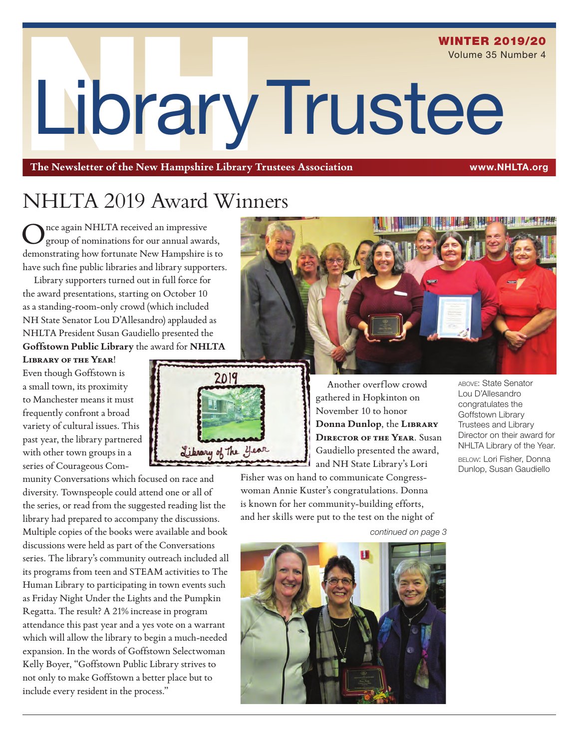WINTER 2019/20
Volume 35 Number 4

# Library Trustee

**The Newsletter of the New Hampshire Library Trustees Association** www.NHLTA.org

## NHLTA 2019 Award Winners

Once again NHLTA received an impressive group of nominations for our annual awards, demonstrating how fortunate New Hampshire is to have such fine public libraries and library supporters.

Library supporters turned out in full force for the award presentations, starting on October 10 as a standing-room-only crowd (which included NH State Senator Lou D'Allesandro) applauded as NHLTA President Susan Gaudiello presented the **Goffstown Public Library** the award for **NHLTA Library of the Year**! Even though Goffstown is a small town, its proximity to Manchester means it must frequently confront a broad variety of cultural issues. This past year, the library partnered with other town groups in a series of Courageous Community Conversations which focused on race and diversity. Townspeople could attend one or all of the series, or read from the suggested reading list the library had prepared to accompany the discussions. Multiple copies of the books were available and book discussions were held as part of the Conversations series. The library's community outreach included all its programs from teen and STEAM activities to The Human Library to participating in town events such as Friday Night Under the Lights and the Pumpkin Regatta. The result? A 21% increase in program attendance this past year and a yes vote on a warrant which will allow the library to begin a much-needed expansion. In the words of Goffstown Selectwoman Kelly Boyer, "Goffstown Public Library strives to not only to make Goffstown a better place but to include every resident in the process."

Another overflow crowd gathered in Hopkinton on November 10 to honor **Donna Dunlop**, the **Library Director of the Year**. Susan Gaudiello presented the award, and NH State Library's Lori Fisher was on hand to communicate Congresswoman Annie Kuster's congratulations. Donna is known for her community-building efforts, and her skills were put to the test on the night of

*continued on page 3*

ABOVE: State Senator Lou D'Allesandro congratulates the Goffstown Library Trustees and Library Director on their award for NHLTA Library of the Year.

BELOW: Lori Fisher, Donna Dunlop, Susan Gaudiello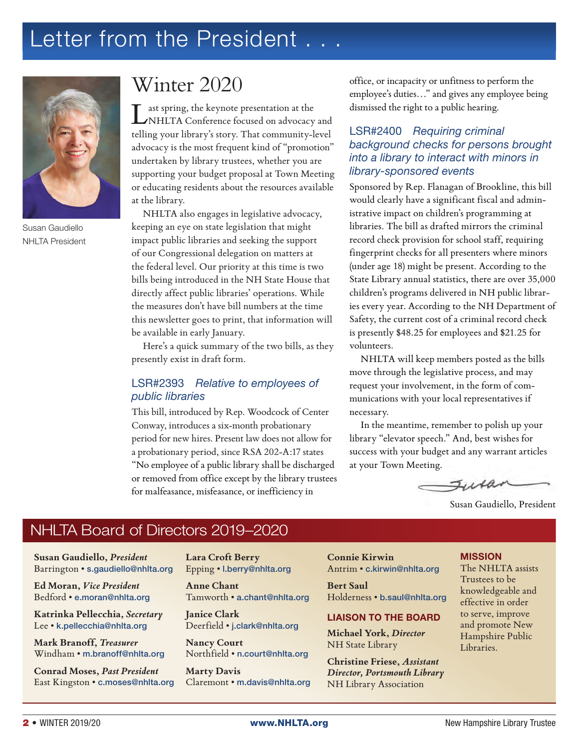# Letter from the President . . .

Susan Gaudiello
NHLTA President

## Winter 2020

Last spring, the keynote presentation at the NHLTA Conference focused on advocacy and telling your library's story. That community-level advocacy is the most frequent kind of "promotion" undertaken by library trustees, whether you are supporting your budget proposal at Town Meeting or educating residents about the resources available at the library.

NHLTA also engages in legislative advocacy, keeping an eye on state legislation that might impact public libraries and seeking the support of our Congressional delegation on matters at the federal level. Our priority at this time is two bills being introduced in the NH State House that directly affect public libraries' operations. While the measures don't have bill numbers at the time this newsletter goes to print, that information will be available in early January.

Here's a quick summary of the two bills, as they presently exist in draft form.

### LSR#2393 *Relative to employees of public libraries*

This bill, introduced by Rep. Woodcock of Center Conway, introduces a six-month probationary period for new hires. Present law does not allow for a probationary period, since RSA 202-A:17 states "No employee of a public library shall be discharged or removed from office except by the library trustees for malfeasance, misfeasance, or inefficiency in office, or incapacity or unfitness to perform the employee's duties…" and gives any employee being dismissed the right to a public hearing.

### LSR#2400 *Requiring criminal background checks for persons brought into a library to interact with minors in library-sponsored events*

Sponsored by Rep. Flanagan of Brookline, this bill would clearly have a significant fiscal and administrative impact on children's programming at libraries. The bill as drafted mirrors the criminal record check provision for school staff, requiring fingerprint checks for all presenters where minors (under age 18) might be present. According to the State Library annual statistics, there are over 35,000 children's programs delivered in NH public libraries every year. According to the NH Department of Safety, the current cost of a criminal record check is presently $48.25 for employees and $21.25 for volunteers.

NHLTA will keep members posted as the bills move through the legislative process, and may request your involvement, in the form of communications with your local representatives if necessary.

In the meantime, remember to polish up your library "elevator speech." And, best wishes for success with your budget and any warrant articles at your Town Meeting.

Susan

Susan Gaudiello, President

## NHLTA Board of Directors 2019–2020

**Susan Gaudiello, *President***
Barrington • s.gaudiello@nhlta.org

**Ed Moran, *Vice President***
Bedford • e.moran@nhlta.org

**Katrinka Pellecchia, *Secretary***
Lee • k.pellecchia@nhlta.org

**Mark Branoff, *Treasurer***
Windham • m.branoff@nhlta.org

**Conrad Moses, *Past President***
East Kingston • c.moses@nhlta.org

**Lara Croft Berry**
Epping • l.berry@nhlta.org

**Anne Chant**
Tamworth • a.chant@nhlta.org

**Janice Clark**
Deerfield • j.clark@nhlta.org

**Nancy Court**
Northfield • n.court@nhlta.org

**Marty Davis**
Claremont • m.davis@nhlta.org

**Connie Kirwin**
Antrim • c.kirwin@nhlta.org

**Bert Saul**
Holderness • b.saul@nhlta.org

### LIAISON TO THE BOARD

**Michael York, *Director***
NH State Library

**Christine Friese, *Assistant Director, Portsmouth Library***
NH Library Association

### MISSION

The NHLTA assists Trustees to be knowledgeable and effective in order to serve, improve and promote New Hampshire Public Libraries.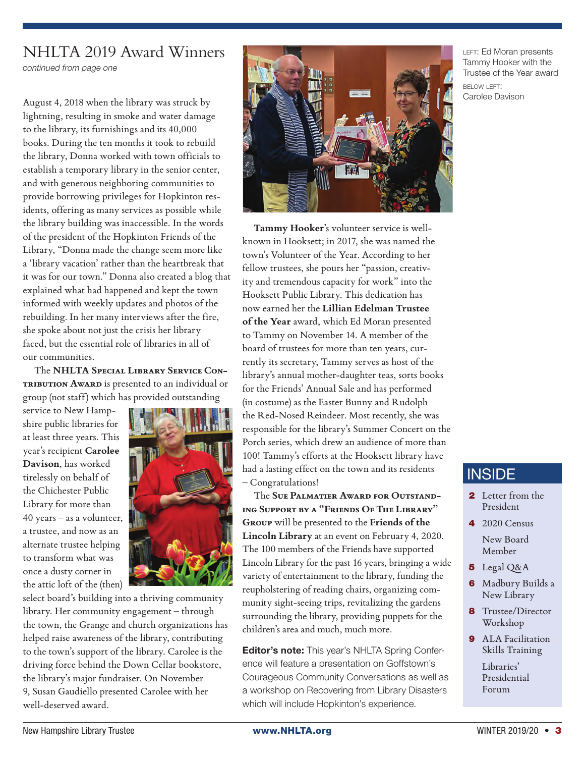## NHLTA 2019 Award Winners

*continued from page one*

August 4, 2018 when the library was struck by lightning, resulting in smoke and water damage to the library, its furnishings and its 40,000 books. During the ten months it took to rebuild the library, Donna worked with town officials to establish a temporary library in the senior center, and with generous neighboring communities to provide borrowing privileges for Hopkinton residents, offering as many services as possible while the library building was inaccessible. In the words of the president of the Hopkinton Friends of the Library, "Donna made the change seem more like a 'library vacation' rather than the heartbreak that it was for our town." Donna also created a blog that explained what had happened and kept the town informed with weekly updates and photos of the rebuilding. In her many interviews after the fire, she spoke about not just the crisis her library faced, but the essential role of libraries in all of our communities.

The **NHLTA Special Library Service Contribution Award** is presented to an individual or group (not staff) which has provided outstanding service to New Hampshire public libraries for at least three years. This year's recipient **Carolee Davison**, has worked tirelessly on behalf of the Chichester Public Library for more than 40 years – as a volunteer, a trustee, and now as an alternate trustee helping to transform what was once a dusty corner in the attic loft of the (then) select board's building into a thriving community library. Her community engagement – through the town, the Grange and church organizations has helped raise awareness of the library, contributing to the town's support of the library. Carolee is the driving force behind the Down Cellar bookstore, the library's major fundraiser. On November 9, Susan Gaudiello presented Carolee with her well-deserved award.

LEFT: Ed Moran presents Tammy Hooker with the Trustee of the Year award

BELOW LEFT: Carolee Davison

**Tammy Hooker**'s volunteer service is well-known in Hooksett; in 2017, she was named the town's Volunteer of the Year. According to her fellow trustees, she pours her "passion, creativity and tremendous capacity for work" into the Hooksett Public Library. This dedication has now earned her the **Lillian Edelman Trustee of the Year** award, which Ed Moran presented to Tammy on November 14. A member of the board of trustees for more than ten years, currently its secretary, Tammy serves as host of the library's annual mother-daughter teas, sorts books for the Friends' Annual Sale and has performed (in costume) as the Easter Bunny and Rudolph the Red-Nosed Reindeer. Most recently, she was responsible for the library's Summer Concert on the Porch series, which drew an audience of more than 100! Tammy's efforts at the Hooksett library have had a lasting effect on the town and its residents – Congratulations!

The **Sue Palmatier Award for Outstanding Support by a "Friends Of The Library" Group** will be presented to the **Friends of the Lincoln Library** at an event on February 4, 2020. The 100 members of the Friends have supported Lincoln Library for the past 16 years, bringing a wide variety of entertainment to the library, funding the reupholstering of reading chairs, organizing community sight-seeing trips, revitalizing the gardens surrounding the library, providing puppets for the children's area and much, much more.

**Editor's note:** This year's NHLTA Spring Conference will feature a presentation on Goffstown's Courageous Community Conversations as well as a workshop on Recovering from Library Disasters which will include Hopkinton's experience.

## INSIDE

- **2** Letter from the President
- **4** 2020 Census
  - New Board Member
- **5** Legal Q&A
- **6** Madbury Builds a New Library
- **8** Trustee/Director Workshop
- **9** ALA Facilitation Skills Training
  - Libraries' Presidential Forum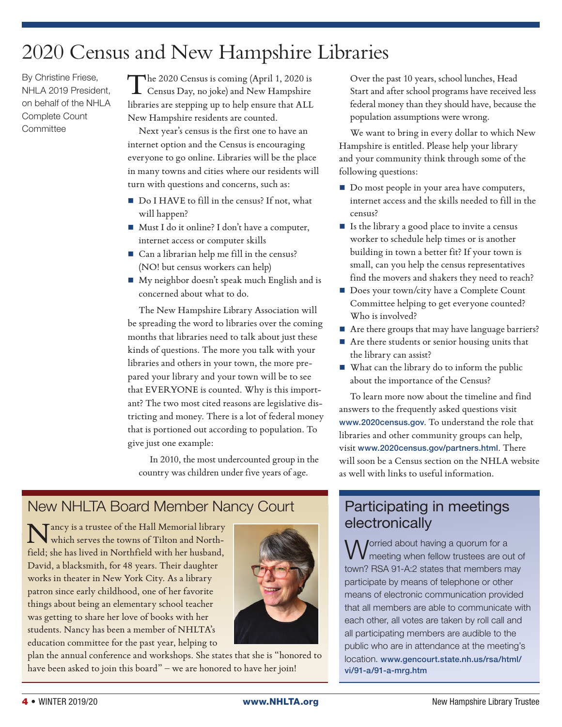# 2020 Census and New Hampshire Libraries

By Christine Friese, NHLA 2019 President, on behalf of the NHLA Complete Count Committee

The 2020 Census is coming (April 1, 2020 is Census Day, no joke) and New Hampshire libraries are stepping up to help ensure that ALL New Hampshire residents are counted.

Next year's census is the first one to have an internet option and the Census is encouraging everyone to go online. Libraries will be the place in many towns and cities where our residents will turn with questions and concerns, such as:

- Do I HAVE to fill in the census? If not, what will happen?
- Must I do it online? I don't have a computer, internet access or computer skills
- Can a librarian help me fill in the census? (NO! but census workers can help)
- My neighbor doesn't speak much English and is concerned about what to do.

The New Hampshire Library Association will be spreading the word to libraries over the coming months that libraries need to talk about just these kinds of questions. The more you talk with your libraries and others in your town, the more prepared your library and your town will be to see that EVERYONE is counted. Why is this important? The two most cited reasons are legislative districting and money. There is a lot of federal money that is portioned out according to population. To give just one example:

> In 2010, the most undercounted group in the country was children under five years of age.
>
> Over the past 10 years, school lunches, Head Start and after school programs have received less federal money than they should have, because the population assumptions were wrong.

We want to bring in every dollar to which New Hampshire is entitled. Please help your library and your community think through some of the following questions:

- Do most people in your area have computers, internet access and the skills needed to fill in the census?
- Is the library a good place to invite a census worker to schedule help times or is another building in town a better fit? If your town is small, can you help the census representatives find the movers and shakers they need to reach?
- Does your town/city have a Complete Count Committee helping to get everyone counted? Who is involved?
- Are there groups that may have language barriers?
- Are there students or senior housing units that the library can assist?
- What can the library do to inform the public about the importance of the Census?

To learn more now about the timeline and find answers to the frequently asked questions visit **www.2020census.gov**. To understand the role that libraries and other community groups can help, visit **www.2020census.gov/partners.html**. There will soon be a Census section on the NHLA website as well with links to useful information.

## New NHLTA Board Member Nancy Court

Nancy is a trustee of the Hall Memorial library which serves the towns of Tilton and Northfield; she has lived in Northfield with her husband, David, a blacksmith, for 48 years. Their daughter works in theater in New York City. As a library patron since early childhood, one of her favorite things about being an elementary school teacher was getting to share her love of books with her students. Nancy has been a member of NHLTA's education committee for the past year, helping to plan the annual conference and workshops. She states that she is "honored to have been asked to join this board" – we are honored to have her join!

## Participating in meetings electronically

Worried about having a quorum for a meeting when fellow trustees are out of town? RSA 91-A:2 states that members may participate by means of telephone or other means of electronic communication provided that all members are able to communicate with each other, all votes are taken by roll call and all participating members are audible to the public who are in attendance at the meeting's location. **www.gencourt.state.nh.us/rsa/html/vi/91-a/91-a-mrg.htm**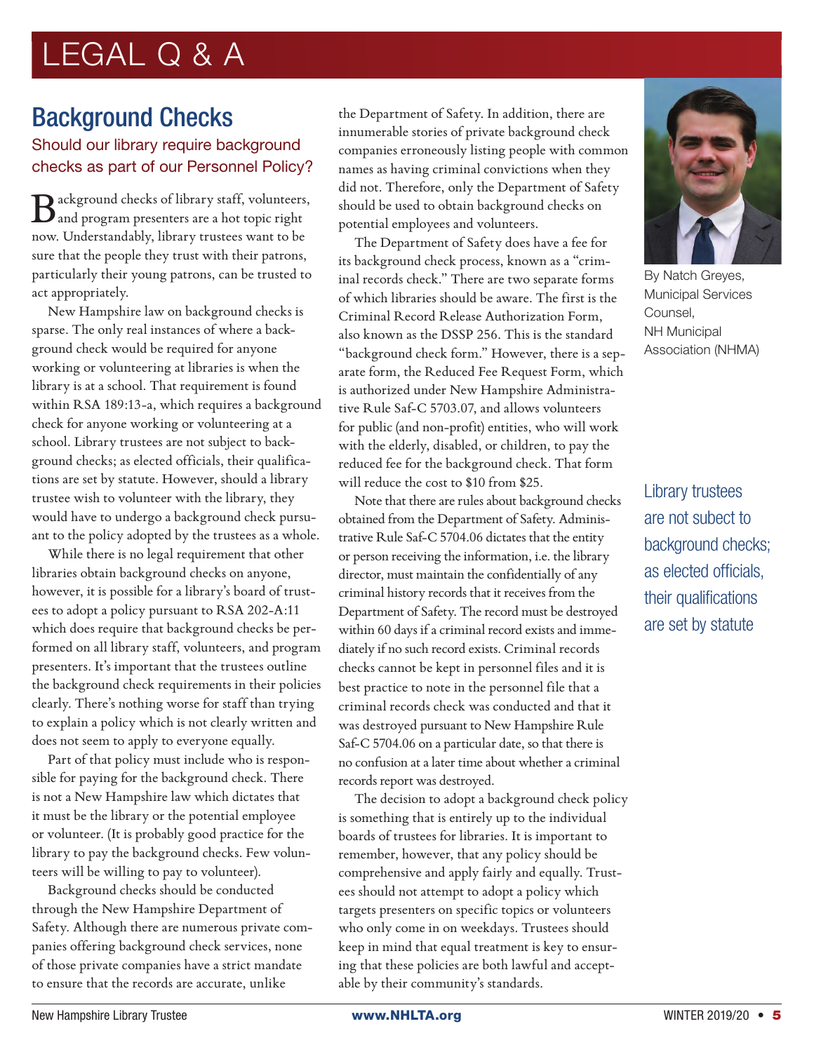# LEGAL Q & A

## Background Checks

### Should our library require background checks as part of our Personnel Policy?

By Natch Greyes, Municipal Services Counsel, NH Municipal Association (NHMA)

Background checks of library staff, volunteers, and program presenters are a hot topic right now. Understandably, library trustees want to be sure that the people they trust with their patrons, particularly their young patrons, can be trusted to act appropriately.

New Hampshire law on background checks is sparse. The only real instances of where a background check would be required for anyone working or volunteering at libraries is when the library is at a school. That requirement is found within RSA 189:13-a, which requires a background check for anyone working or volunteering at a school. Library trustees are not subject to background checks; as elected officials, their qualifications are set by statute. However, should a library trustee wish to volunteer with the library, they would have to undergo a background check pursuant to the policy adopted by the trustees as a whole.

While there is no legal requirement that other libraries obtain background checks on anyone, however, it is possible for a library's board of trustees to adopt a policy pursuant to RSA 202-A:11 which does require that background checks be performed on all library staff, volunteers, and program presenters. It's important that the trustees outline the background check requirements in their policies clearly. There's nothing worse for staff than trying to explain a policy which is not clearly written and does not seem to apply to everyone equally.

Part of that policy must include who is responsible for paying for the background check. There is not a New Hampshire law which dictates that it must be the library or the potential employee or volunteer. (It is probably good practice for the library to pay the background checks. Few volunteers will be willing to pay to volunteer).

Background checks should be conducted through the New Hampshire Department of Safety. Although there are numerous private companies offering background check services, none of those private companies have a strict mandate to ensure that the records are accurate, unlike the Department of Safety. In addition, there are innumerable stories of private background check companies erroneously listing people with common names as having criminal convictions when they did not. Therefore, only the Department of Safety should be used to obtain background checks on potential employees and volunteers.

The Department of Safety does have a fee for its background check process, known as a "criminal records check." There are two separate forms of which libraries should be aware. The first is the Criminal Record Release Authorization Form, also known as the DSSP 256. This is the standard "background check form." However, there is a separate form, the Reduced Fee Request Form, which is authorized under New Hampshire Administrative Rule Saf-C 5703.07, and allows volunteers for public (and non-profit) entities, who will work with the elderly, disabled, or children, to pay the reduced fee for the background check. That form will reduce the cost to $10 from $25.

> Library trustees are not subject to background checks; as elected officials, their qualifications are set by statute

Note that there are rules about background checks obtained from the Department of Safety. Administrative Rule Saf-C 5704.06 dictates that the entity or person receiving the information, i.e. the library director, must maintain the confidentially of any criminal history records that it receives from the Department of Safety. The record must be destroyed within 60 days if a criminal record exists and immediately if no such record exists. Criminal records checks cannot be kept in personnel files and it is best practice to note in the personnel file that a criminal records check was conducted and that it was destroyed pursuant to New Hampshire Rule Saf-C 5704.06 on a particular date, so that there is no confusion at a later time about whether a criminal records report was destroyed.

The decision to adopt a background check policy is something that is entirely up to the individual boards of trustees for libraries. It is important to remember, however, that any policy should be comprehensive and apply fairly and equally. Trustees should not attempt to adopt a policy which targets presenters on specific topics or volunteers who only come in on weekdays. Trustees should keep in mind that equal treatment is key to ensuring that these policies are both lawful and acceptable by their community's standards.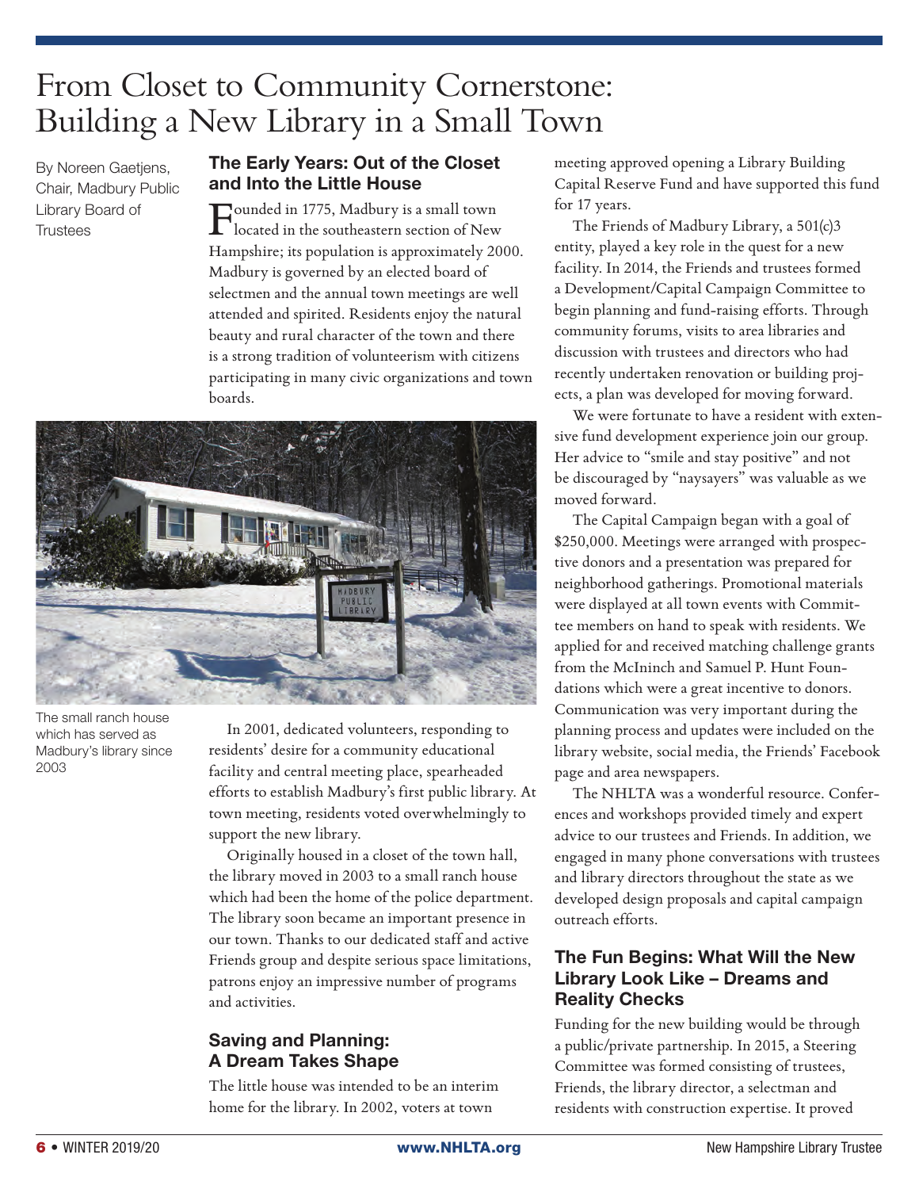# From Closet to Community Cornerstone: Building a New Library in a Small Town

By Noreen Gaetjens, Chair, Madbury Public Library Board of Trustees

## The Early Years: Out of the Closet and Into the Little House

Founded in 1775, Madbury is a small town located in the southeastern section of New Hampshire; its population is approximately 2000. Madbury is governed by an elected board of selectmen and the annual town meetings are well attended and spirited. Residents enjoy the natural beauty and rural character of the town and there is a strong tradition of volunteerism with citizens participating in many civic organizations and town boards.

The small ranch house which has served as Madbury's library since 2003

In 2001, dedicated volunteers, responding to residents' desire for a community educational facility and central meeting place, spearheaded efforts to establish Madbury's first public library. At town meeting, residents voted overwhelmingly to support the new library.

Originally housed in a closet of the town hall, the library moved in 2003 to a small ranch house which had been the home of the police department. The library soon became an important presence in our town. Thanks to our dedicated staff and active Friends group and despite serious space limitations, patrons enjoy an impressive number of programs and activities.

## Saving and Planning: A Dream Takes Shape

The little house was intended to be an interim home for the library. In 2002, voters at town meeting approved opening a Library Building Capital Reserve Fund and have supported this fund for 17 years.

The Friends of Madbury Library, a 501(c)3 entity, played a key role in the quest for a new facility. In 2014, the Friends and trustees formed a Development/Capital Campaign Committee to begin planning and fund-raising efforts. Through community forums, visits to area libraries and discussion with trustees and directors who had recently undertaken renovation or building projects, a plan was developed for moving forward.

We were fortunate to have a resident with extensive fund development experience join our group. Her advice to "smile and stay positive" and not be discouraged by "naysayers" was valuable as we moved forward.

The Capital Campaign began with a goal of $250,000. Meetings were arranged with prospective donors and a presentation was prepared for neighborhood gatherings. Promotional materials were displayed at all town events with Committee members on hand to speak with residents. We applied for and received matching challenge grants from the McIninch and Samuel P. Hunt Foundations which were a great incentive to donors. Communication was very important during the planning process and updates were included on the library website, social media, the Friends' Facebook page and area newspapers.

The NHLTA was a wonderful resource. Conferences and workshops provided timely and expert advice to our trustees and Friends. In addition, we engaged in many phone conversations with trustees and library directors throughout the state as we developed design proposals and capital campaign outreach efforts.

## The Fun Begins: What Will the New Library Look Like – Dreams and Reality Checks

Funding for the new building would be through a public/private partnership. In 2015, a Steering Committee was formed consisting of trustees, Friends, the library director, a selectman and residents with construction expertise. It proved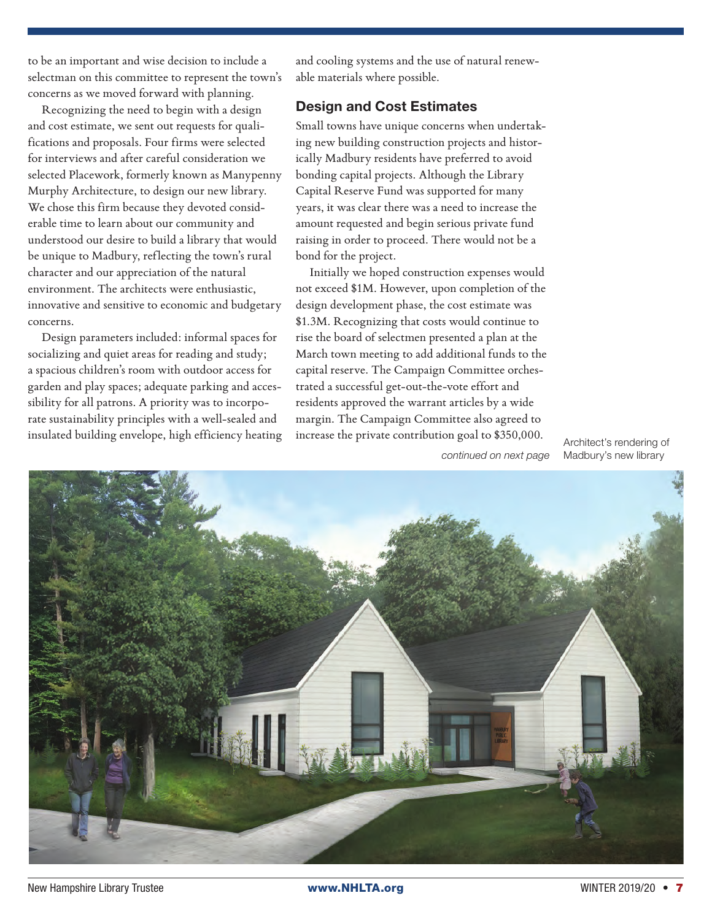to be an important and wise decision to include a selectman on this committee to represent the town's concerns as we moved forward with planning.

Recognizing the need to begin with a design and cost estimate, we sent out requests for qualifications and proposals. Four firms were selected for interviews and after careful consideration we selected Placework, formerly known as Manypenny Murphy Architecture, to design our new library. We chose this firm because they devoted considerable time to learn about our community and understood our desire to build a library that would be unique to Madbury, reflecting the town's rural character and our appreciation of the natural environment. The architects were enthusiastic, innovative and sensitive to economic and budgetary concerns.

Design parameters included: informal spaces for socializing and quiet areas for reading and study; a spacious children's room with outdoor access for garden and play spaces; adequate parking and accessibility for all patrons. A priority was to incorporate sustainability principles with a well-sealed and insulated building envelope, high efficiency heating and cooling systems and the use of natural renewable materials where possible.

## Design and Cost Estimates

Small towns have unique concerns when undertaking new building construction projects and historically Madbury residents have preferred to avoid bonding capital projects. Although the Library Capital Reserve Fund was supported for many years, it was clear there was a need to increase the amount requested and begin serious private fund raising in order to proceed. There would not be a bond for the project.

Initially we hoped construction expenses would not exceed \$1M. However, upon completion of the design development phase, the cost estimate was \$1.3M. Recognizing that costs would continue to rise the board of selectmen presented a plan at the March town meeting to add additional funds to the capital reserve. The Campaign Committee orchestrated a successful get-out-the-vote effort and residents approved the warrant articles by a wide margin. The Campaign Committee also agreed to increase the private contribution goal to \$350,000.

*continued on next page*

Architect's rendering of Madbury's new library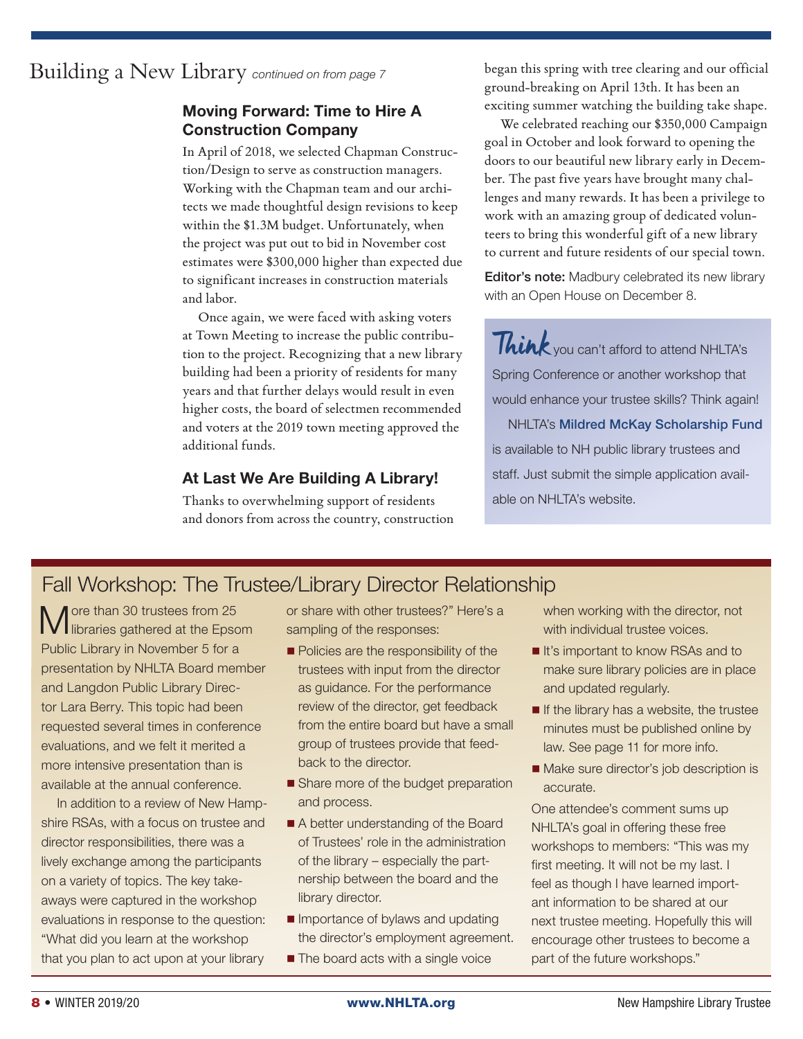# Building a New Library *continued on from page 7*

### Moving Forward: Time to Hire A Construction Company

In April of 2018, we selected Chapman Construction/Design to serve as construction managers. Working with the Chapman team and our architects we made thoughtful design revisions to keep within the $1.3M budget. Unfortunately, when the project was put out to bid in November cost estimates were $300,000 higher than expected due to significant increases in construction materials and labor.

Once again, we were faced with asking voters at Town Meeting to increase the public contribution to the project. Recognizing that a new library building had been a priority of residents for many years and that further delays would result in even higher costs, the board of selectmen recommended and voters at the 2019 town meeting approved the additional funds.

### At Last We Are Building A Library!

Thanks to overwhelming support of residents and donors from across the country, construction began this spring with tree clearing and our official ground-breaking on April 13th. It has been an exciting summer watching the building take shape.

We celebrated reaching our $350,000 Campaign goal in October and look forward to opening the doors to our beautiful new library early in December. The past five years have brought many challenges and many rewards. It has been a privilege to work with an amazing group of dedicated volunteers to bring this wonderful gift of a new library to current and future residents of our special town.

**Editor's note:** Madbury celebrated its new library with an Open House on December 8.

**Think** you can't afford to attend NHLTA's Spring Conference or another workshop that would enhance your trustee skills? Think again!

NHLTA's **Mildred McKay Scholarship Fund** is available to NH public library trustees and staff. Just submit the simple application available on NHLTA's website.

## Fall Workshop: The Trustee/Library Director Relationship

More than 30 trustees from 25 libraries gathered at the Epsom Public Library in November 5 for a presentation by NHLTA Board member and Langdon Public Library Director Lara Berry. This topic had been requested several times in conference evaluations, and we felt it merited a more intensive presentation than is available at the annual conference.

In addition to a review of New Hampshire RSAs, with a focus on trustee and director responsibilities, there was a lively exchange among the participants on a variety of topics. The key takeaways were captured in the workshop evaluations in response to the question: "What did you learn at the workshop that you plan to act upon at your library or share with other trustees?" Here's a sampling of the responses:

- Policies are the responsibility of the trustees with input from the director as guidance. For the performance review of the director, get feedback from the entire board but have a small group of trustees provide that feedback to the director.
- Share more of the budget preparation and process.
- A better understanding of the Board of Trustees' role in the administration of the library – especially the partnership between the board and the library director.
- Importance of bylaws and updating the director's employment agreement.
- The board acts with a single voice when working with the director, not with individual trustee voices.
- It's important to know RSAs and to make sure library policies are in place and updated regularly.
- If the library has a website, the trustee minutes must be published online by law. See page 11 for more info.
- Make sure director's job description is accurate.

One attendee's comment sums up NHLTA's goal in offering these free workshops to members: "This was my first meeting. It will not be my last. I feel as though I have learned important information to be shared at our next trustee meeting. Hopefully this will encourage other trustees to become a part of the future workshops."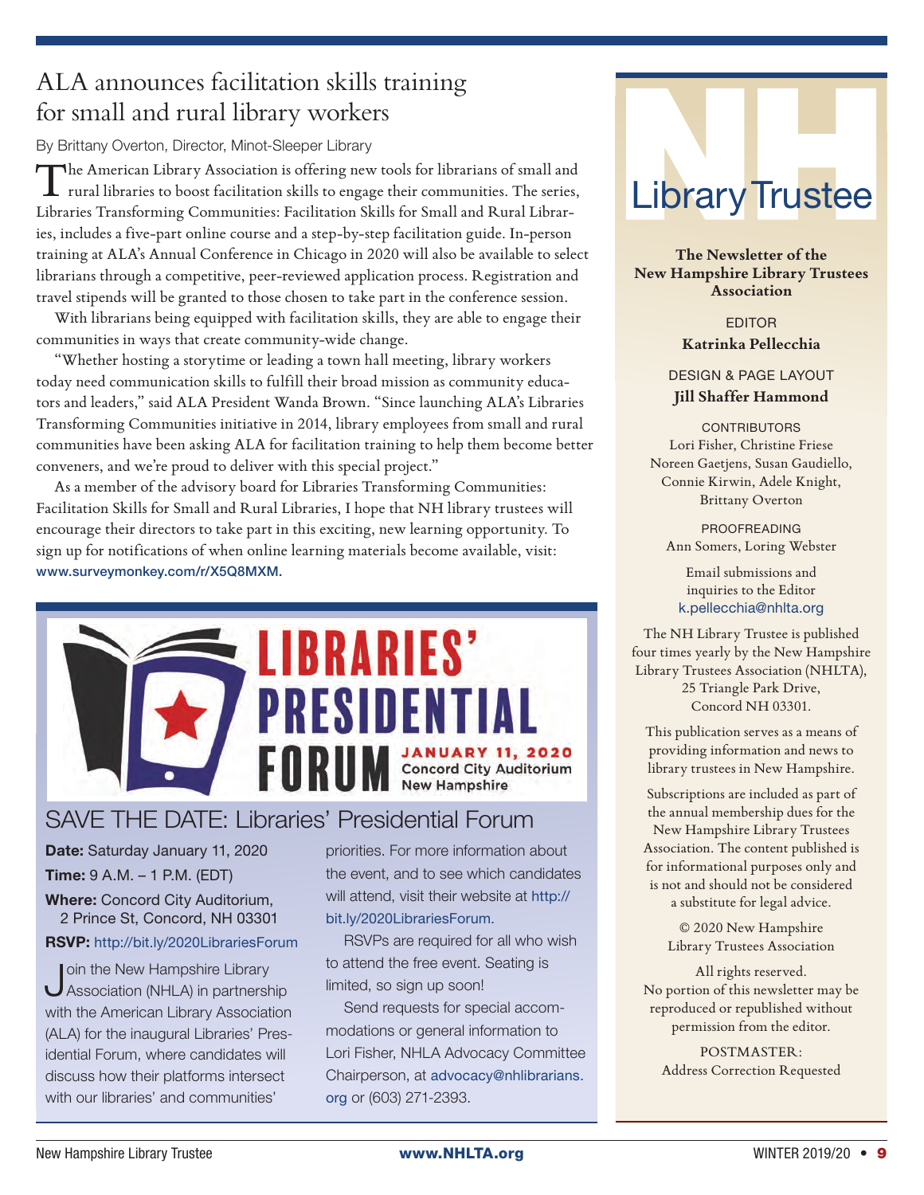# ALA announces facilitation skills training for small and rural library workers

By Brittany Overton, Director, Minot-Sleeper Library

The American Library Association is offering new tools for librarians of small and rural libraries to boost facilitation skills to engage their communities. The series, Libraries Transforming Communities: Facilitation Skills for Small and Rural Libraries, includes a five-part online course and a step-by-step facilitation guide. In-person training at ALA's Annual Conference in Chicago in 2020 will also be available to select librarians through a competitive, peer-reviewed application process. Registration and travel stipends will be granted to those chosen to take part in the conference session.

With librarians being equipped with facilitation skills, they are able to engage their communities in ways that create community-wide change.

"Whether hosting a storytime or leading a town hall meeting, library workers today need communication skills to fulfill their broad mission as community educators and leaders," said ALA President Wanda Brown. "Since launching ALA's Libraries Transforming Communities initiative in 2014, library employees from small and rural communities have been asking ALA for facilitation training to help them become better conveners, and we're proud to deliver with this special project."

As a member of the advisory board for Libraries Transforming Communities: Facilitation Skills for Small and Rural Libraries, I hope that NH library trustees will encourage their directors to take part in this exciting, new learning opportunity. To sign up for notifications of when online learning materials become available, visit: www.surveymonkey.com/r/X5Q8MXM.

**LIBRARIES' PRESIDENTIAL FORUM**
JANUARY 11, 2020
Concord City Auditorium
New Hampshire

## SAVE THE DATE: Libraries' Presidential Forum

**Date:** Saturday January 11, 2020

**Time:** 9 A.M. – 1 P.M. (EDT)

**Where:** Concord City Auditorium, 2 Prince St, Concord, NH 03301

**RSVP:** http://bit.ly/2020LibrariesForum

Join the New Hampshire Library Association (NHLA) in partnership with the American Library Association (ALA) for the inaugural Libraries' Presidential Forum, where candidates will discuss how their platforms intersect with our libraries' and communities' priorities. For more information about the event, and to see which candidates will attend, visit their website at http://bit.ly/2020LibrariesForum.

RSVPs are required for all who wish to attend the free event. Seating is limited, so sign up soon!

Send requests for special accommodations or general information to Lori Fisher, NHLA Advocacy Committee Chairperson, at advocacy@nhlibrarians.org or (603) 271-2393.

# NH Library Trustee

**The Newsletter of the New Hampshire Library Trustees Association**

EDITOR
**Katrinka Pellecchia**

DESIGN & PAGE LAYOUT
**Jill Shaffer Hammond**

CONTRIBUTORS
Lori Fisher, Christine Friese
Noreen Gaetjens, Susan Gaudiello,
Connie Kirwin, Adele Knight,
Brittany Overton

PROOFREADING
Ann Somers, Loring Webster

Email submissions and inquiries to the Editor
k.pellecchia@nhlta.org

The NH Library Trustee is published four times yearly by the New Hampshire Library Trustees Association (NHLTA), 25 Triangle Park Drive, Concord NH 03301.

This publication serves as a means of providing information and news to library trustees in New Hampshire.

Subscriptions are included as part of the annual membership dues for the New Hampshire Library Trustees Association. The content published is for informational purposes only and is not and should not be considered a substitute for legal advice.

© 2020 New Hampshire Library Trustees Association

All rights reserved.
No portion of this newsletter may be reproduced or republished without permission from the editor.

POSTMASTER:
Address Correction Requested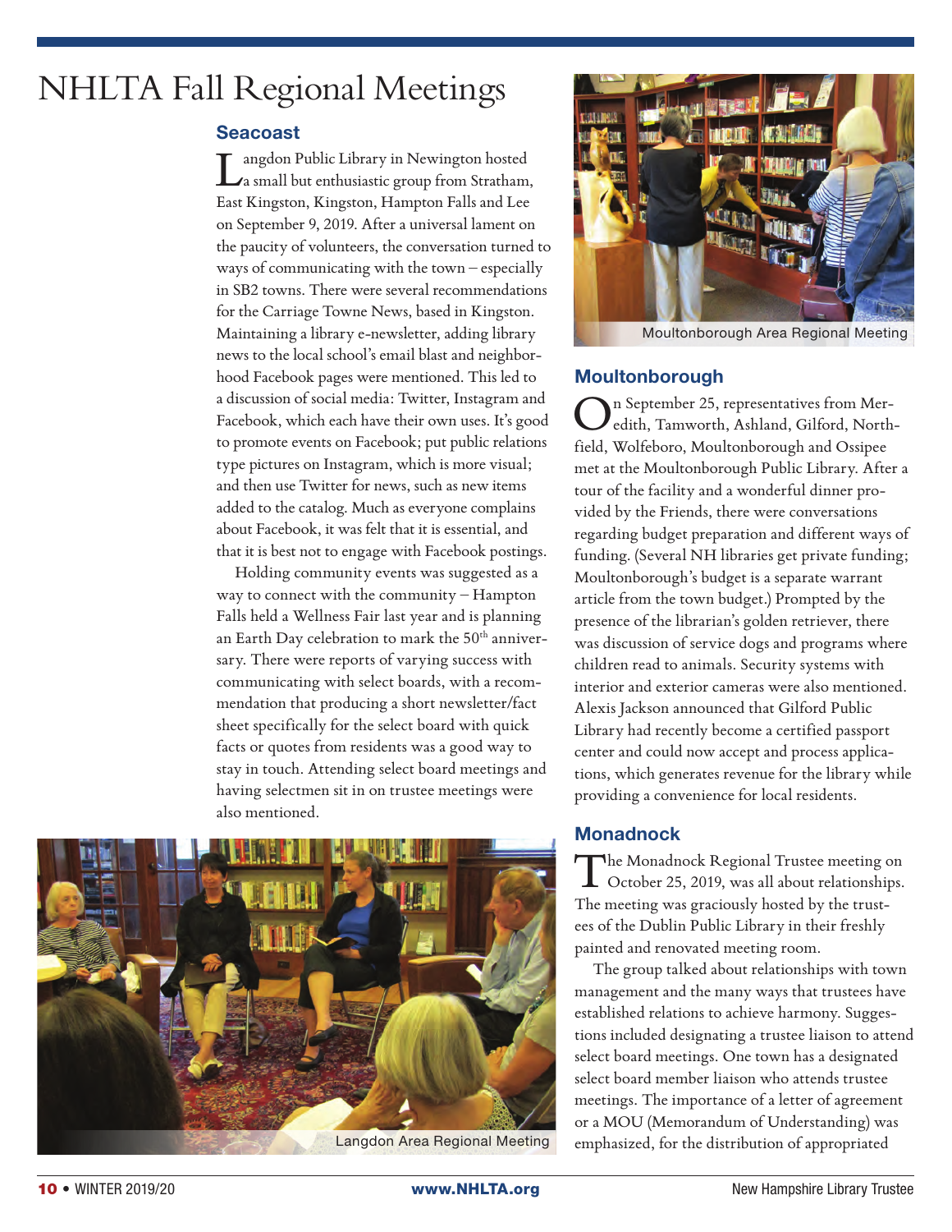# NHLTA Fall Regional Meetings

## Seacoast

Langdon Public Library in Newington hosted a small but enthusiastic group from Stratham, East Kingston, Kingston, Hampton Falls and Lee on September 9, 2019. After a universal lament on the paucity of volunteers, the conversation turned to ways of communicating with the town – especially in SB2 towns. There were several recommendations for the Carriage Towne News, based in Kingston. Maintaining a library e-newsletter, adding library news to the local school's email blast and neighborhood Facebook pages were mentioned. This led to a discussion of social media: Twitter, Instagram and Facebook, which each have their own uses. It's good to promote events on Facebook; put public relations type pictures on Instagram, which is more visual; and then use Twitter for news, such as new items added to the catalog. Much as everyone complains about Facebook, it was felt that it is essential, and that it is best not to engage with Facebook postings.

Holding community events was suggested as a way to connect with the community – Hampton Falls held a Wellness Fair last year and is planning an Earth Day celebration to mark the 50th anniversary. There were reports of varying success with communicating with select boards, with a recommendation that producing a short newsletter/fact sheet specifically for the select board with quick facts or quotes from residents was a good way to stay in touch. Attending select board meetings and having selectmen sit in on trustee meetings were also mentioned.

Langdon Area Regional Meeting

Moultonborough Area Regional Meeting

## Moultonborough

On September 25, representatives from Meredith, Tamworth, Ashland, Gilford, Northfield, Wolfeboro, Moultonborough and Ossipee met at the Moultonborough Public Library. After a tour of the facility and a wonderful dinner provided by the Friends, there were conversations regarding budget preparation and different ways of funding. (Several NH libraries get private funding; Moultonborough's budget is a separate warrant article from the town budget.) Prompted by the presence of the librarian's golden retriever, there was discussion of service dogs and programs where children read to animals. Security systems with interior and exterior cameras were also mentioned. Alexis Jackson announced that Gilford Public Library had recently become a certified passport center and could now accept and process applications, which generates revenue for the library while providing a convenience for local residents.

## Monadnock

The Monadnock Regional Trustee meeting on October 25, 2019, was all about relationships. The meeting was graciously hosted by the trustees of the Dublin Public Library in their freshly painted and renovated meeting room.

The group talked about relationships with town management and the many ways that trustees have established relations to achieve harmony. Suggestions included designating a trustee liaison to attend select board meetings. One town has a designated select board member liaison who attends trustee meetings. The importance of a letter of agreement or a MOU (Memorandum of Understanding) was emphasized, for the distribution of appropriated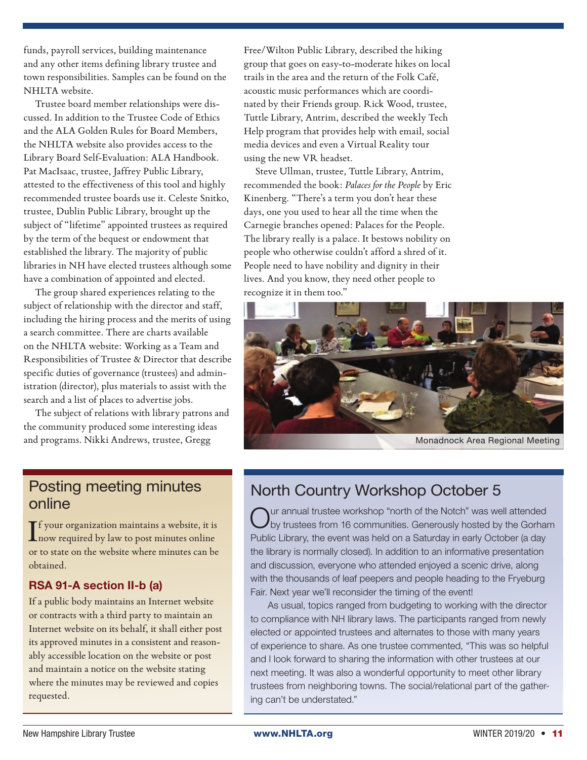funds, payroll services, building maintenance and any other items defining library trustee and town responsibilities. Samples can be found on the NHLTA website.

Trustee board member relationships were discussed. In addition to the Trustee Code of Ethics and the ALA Golden Rules for Board Members, the NHLTA website also provides access to the Library Board Self-Evaluation: ALA Handbook. Pat MacIsaac, trustee, Jaffrey Public Library, attested to the effectiveness of this tool and highly recommended trustee boards use it. Celeste Snitko, trustee, Dublin Public Library, brought up the subject of "lifetime" appointed trustees as required by the term of the bequest or endowment that established the library. The majority of public libraries in NH have elected trustees although some have a combination of appointed and elected.

The group shared experiences relating to the subject of relationship with the director and staff, including the hiring process and the merits of using a search committee. There are charts available on the NHLTA website: Working as a Team and Responsibilities of Trustee & Director that describe specific duties of governance (trustees) and administration (director), plus materials to assist with the search and a list of places to advertise jobs.

The subject of relations with library patrons and the community produced some interesting ideas and programs. Nikki Andrews, trustee, Gregg Free/Wilton Public Library, described the hiking group that goes on easy-to-moderate hikes on local trails in the area and the return of the Folk Café, acoustic music performances which are coordinated by their Friends group. Rick Wood, trustee, Tuttle Library, Antrim, described the weekly Tech Help program that provides help with email, social media devices and even a Virtual Reality tour using the new VR headset.

Steve Ullman, trustee, Tuttle Library, Antrim, recommended the book: *Palaces for the People* by Eric Kinenberg. "There's a term you don't hear these days, one you used to hear all the time when the Carnegie branches opened: Palaces for the People. The library really is a palace. It bestows nobility on people who otherwise couldn't afford a shred of it. People need to have nobility and dignity in their lives. And you know, they need other people to recognize it in them too."

Monadnock Area Regional Meeting

## Posting meeting minutes online

If your organization maintains a website, it is now required by law to post minutes online or to state on the website where minutes can be obtained.

### RSA 91-A section II-b (a)

If a public body maintains an Internet website or contracts with a third party to maintain an Internet website on its behalf, it shall either post its approved minutes in a consistent and reasonably accessible location on the website or post and maintain a notice on the website stating where the minutes may be reviewed and copies requested.

## North Country Workshop October 5

Our annual trustee workshop "north of the Notch" was well attended by trustees from 16 communities. Generously hosted by the Gorham Public Library, the event was held on a Saturday in early October (a day the library is normally closed). In addition to an informative presentation and discussion, everyone who attended enjoyed a scenic drive, along with the thousands of leaf peepers and people heading to the Fryeburg Fair. Next year we'll reconsider the timing of the event!

As usual, topics ranged from budgeting to working with the director to compliance with NH library laws. The participants ranged from newly elected or appointed trustees and alternates to those with many years of experience to share. As one trustee commented, "This was so helpful and I look forward to sharing the information with other trustees at our next meeting. It was also a wonderful opportunity to meet other library trustees from neighboring towns. The social/relational part of the gathering can't be understated."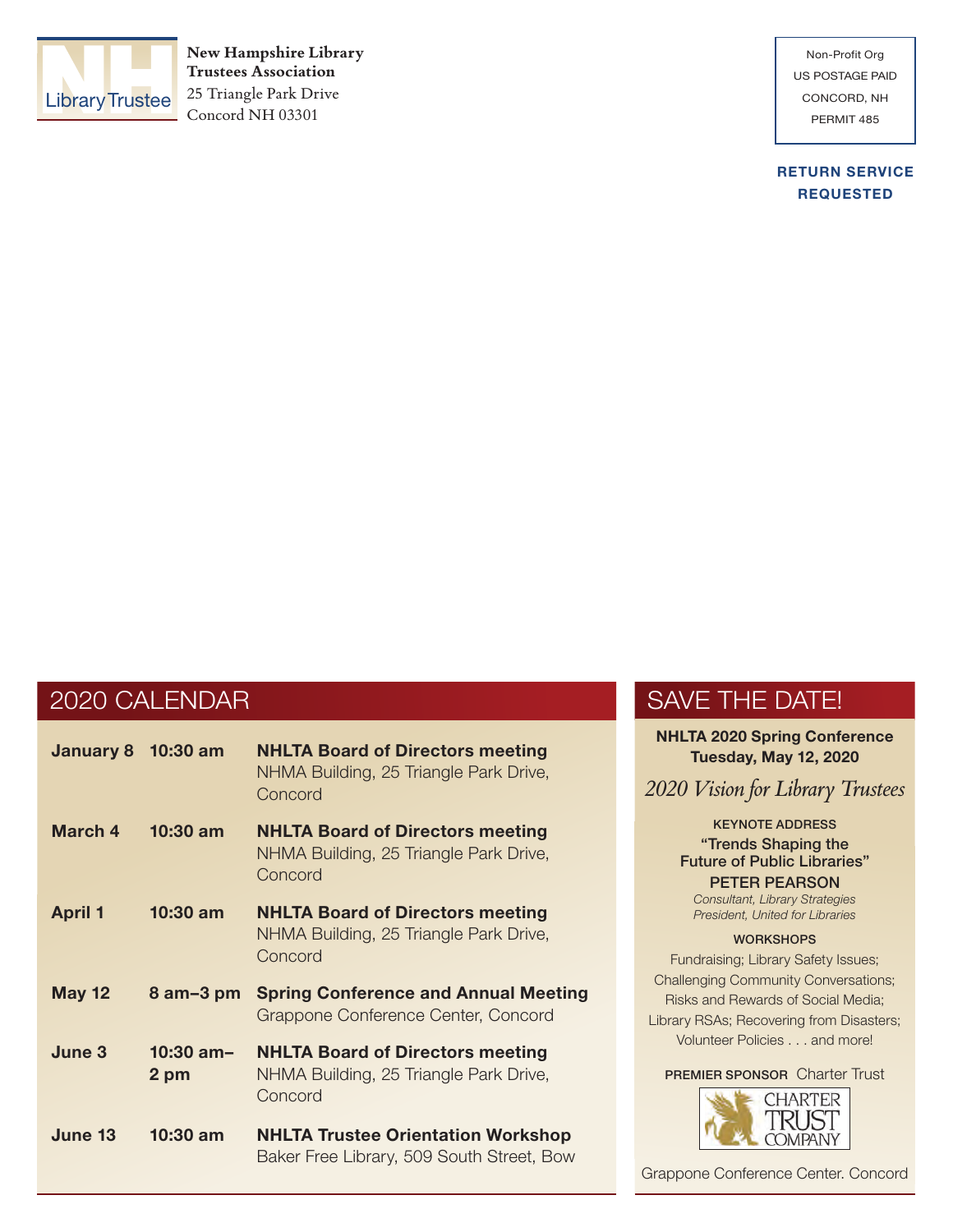**New Hampshire Library Trustees Association**
25 Triangle Park Drive
Concord NH 03301

Non-Profit Org
US POSTAGE PAID
CONCORD, NH
PERMIT 485

**RETURN SERVICE REQUESTED**

## 2020 CALENDAR

| | | |
|---|---|---|
| **January 8** | **10:30 am** | **NHLTA Board of Directors meeting** NHMA Building, 25 Triangle Park Drive, Concord |
| **March 4** | **10:30 am** | **NHLTA Board of Directors meeting** NHMA Building, 25 Triangle Park Drive, Concord |
| **April 1** | **10:30 am** | **NHLTA Board of Directors meeting** NHMA Building, 25 Triangle Park Drive, Concord |
| **May 12** | **8 am–3 pm** | **Spring Conference and Annual Meeting** Grappone Conference Center, Concord |
| **June 3** | **10:30 am–2 pm** | **NHLTA Board of Directors meeting** NHMA Building, 25 Triangle Park Drive, Concord |
| **June 13** | **10:30 am** | **NHLTA Trustee Orientation Workshop** Baker Free Library, 509 South Street, Bow |

## SAVE THE DATE!

**NHLTA 2020 Spring Conference**
**Tuesday, May 12, 2020**

*2020 Vision for Library Trustees*

KEYNOTE ADDRESS
**"Trends Shaping the Future of Public Libraries"**
**PETER PEARSON**
*Consultant, Library Strategies*
*President, United for Libraries*

WORKSHOPS
Fundraising; Library Safety Issues; Challenging Community Conversations; Risks and Rewards of Social Media; Library RSAs; Recovering from Disasters; Volunteer Policies . . . and more!

**PREMIER SPONSOR** Charter Trust

CHARTER TRUST COMPANY

Grappone Conference Center. Concord